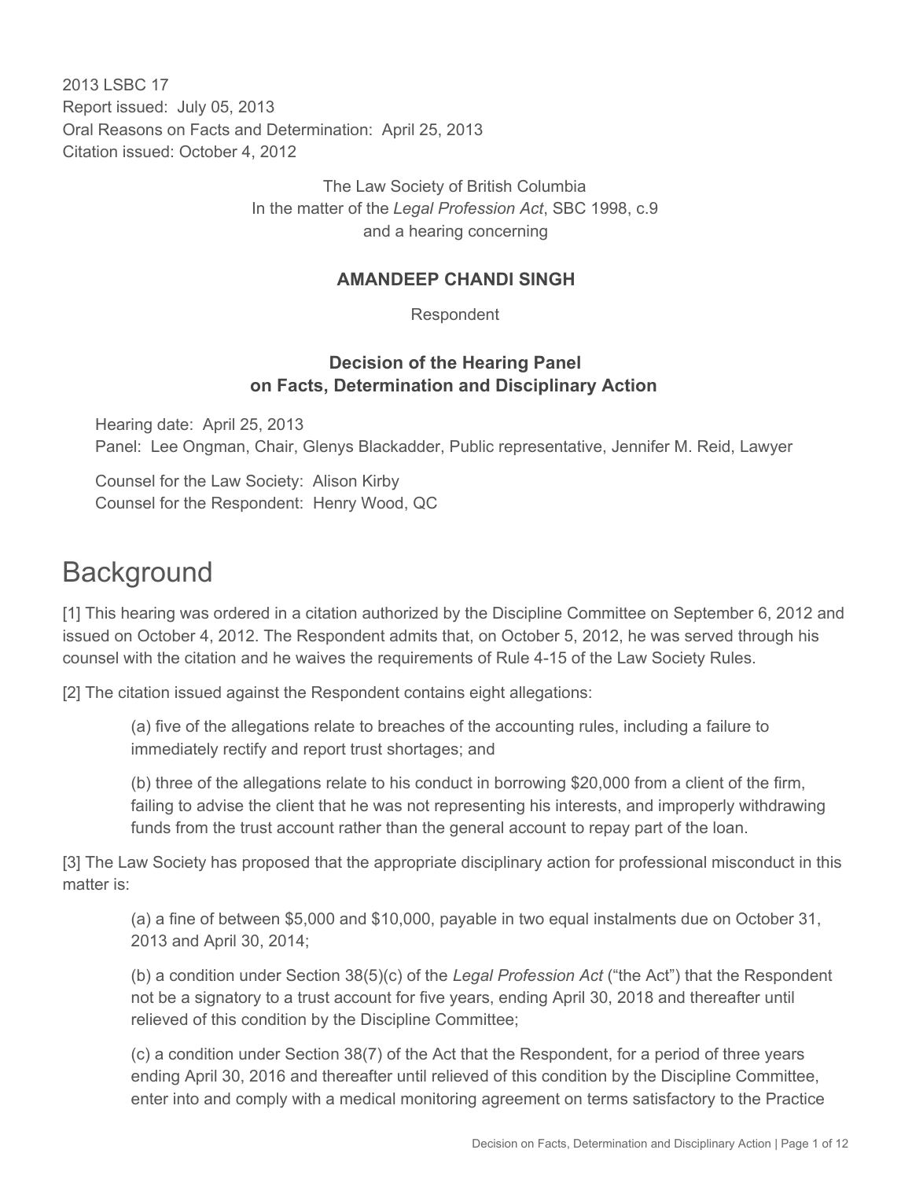2013 LSBC 17
Report issued: July 05, 2013
Oral Reasons on Facts and Determination: April 25, 2013
Citation issued: October 4, 2012

The Law Society of British Columbia
In the matter of the *Legal Profession Act*, SBC 1998, c.9
and a hearing concerning

**AMANDEEP CHANDI SINGH**

Respondent

**Decision of the Hearing Panel
on Facts, Determination and Disciplinary Action**

Hearing date: April 25, 2013
Panel: Lee Ongman, Chair, Glenys Blackadder, Public representative, Jennifer M. Reid, Lawyer

Counsel for the Law Society: Alison Kirby
Counsel for the Respondent: Henry Wood, QC

# Background

[1] This hearing was ordered in a citation authorized by the Discipline Committee on September 6, 2012 and issued on October 4, 2012. The Respondent admits that, on October 5, 2012, he was served through his counsel with the citation and he waives the requirements of Rule 4-15 of the Law Society Rules.

[2] The citation issued against the Respondent contains eight allegations:

> (a) five of the allegations relate to breaches of the accounting rules, including a failure to immediately rectify and report trust shortages; and
>
> (b) three of the allegations relate to his conduct in borrowing $20,000 from a client of the firm, failing to advise the client that he was not representing his interests, and improperly withdrawing funds from the trust account rather than the general account to repay part of the loan.

[3] The Law Society has proposed that the appropriate disciplinary action for professional misconduct in this matter is:

> (a) a fine of between $5,000 and $10,000, payable in two equal instalments due on October 31, 2013 and April 30, 2014;
>
> (b) a condition under Section 38(5)(c) of the *Legal Profession Act* ("the Act") that the Respondent not be a signatory to a trust account for five years, ending April 30, 2018 and thereafter until relieved of this condition by the Discipline Committee;
>
> (c) a condition under Section 38(7) of the Act that the Respondent, for a period of three years ending April 30, 2016 and thereafter until relieved of this condition by the Discipline Committee, enter into and comply with a medical monitoring agreement on terms satisfactory to the Practice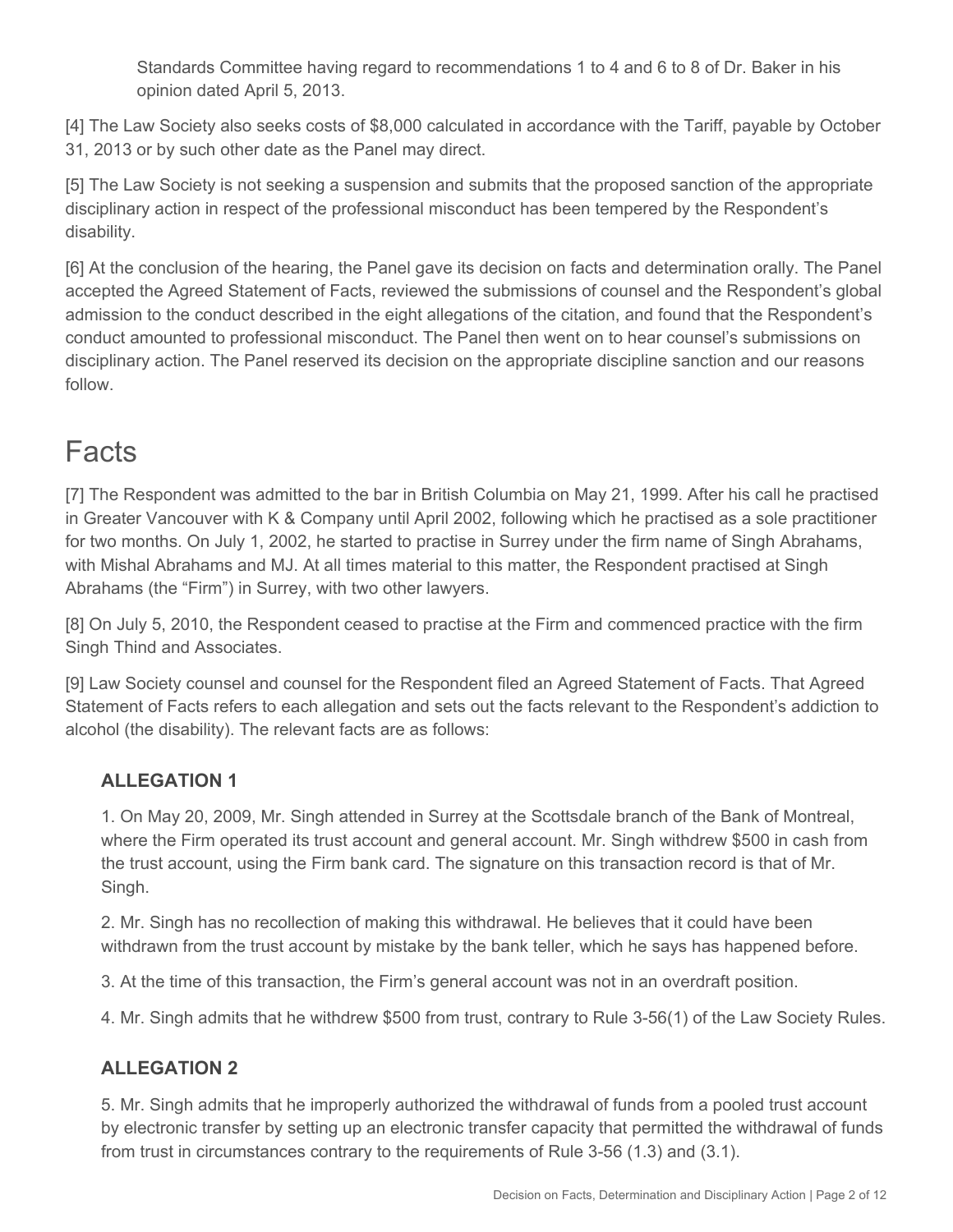Standards Committee having regard to recommendations 1 to 4 and 6 to 8 of Dr. Baker in his opinion dated April 5, 2013.

[4] The Law Society also seeks costs of $8,000 calculated in accordance with the Tariff, payable by October 31, 2013 or by such other date as the Panel may direct.

[5] The Law Society is not seeking a suspension and submits that the proposed sanction of the appropriate disciplinary action in respect of the professional misconduct has been tempered by the Respondent's disability.

[6] At the conclusion of the hearing, the Panel gave its decision on facts and determination orally. The Panel accepted the Agreed Statement of Facts, reviewed the submissions of counsel and the Respondent's global admission to the conduct described in the eight allegations of the citation, and found that the Respondent's conduct amounted to professional misconduct. The Panel then went on to hear counsel's submissions on disciplinary action. The Panel reserved its decision on the appropriate discipline sanction and our reasons follow.

# Facts

[7] The Respondent was admitted to the bar in British Columbia on May 21, 1999. After his call he practised in Greater Vancouver with K & Company until April 2002, following which he practised as a sole practitioner for two months. On July 1, 2002, he started to practise in Surrey under the firm name of Singh Abrahams, with Mishal Abrahams and MJ. At all times material to this matter, the Respondent practised at Singh Abrahams (the "Firm") in Surrey, with two other lawyers.

[8] On July 5, 2010, the Respondent ceased to practise at the Firm and commenced practice with the firm Singh Thind and Associates.

[9] Law Society counsel and counsel for the Respondent filed an Agreed Statement of Facts. That Agreed Statement of Facts refers to each allegation and sets out the facts relevant to the Respondent's addiction to alcohol (the disability). The relevant facts are as follows:

### ALLEGATION 1

1. On May 20, 2009, Mr. Singh attended in Surrey at the Scottsdale branch of the Bank of Montreal, where the Firm operated its trust account and general account. Mr. Singh withdrew $500 in cash from the trust account, using the Firm bank card. The signature on this transaction record is that of Mr. Singh.

2. Mr. Singh has no recollection of making this withdrawal. He believes that it could have been withdrawn from the trust account by mistake by the bank teller, which he says has happened before.

3. At the time of this transaction, the Firm's general account was not in an overdraft position.

4. Mr. Singh admits that he withdrew $500 from trust, contrary to Rule 3-56(1) of the Law Society Rules.

### ALLEGATION 2

5. Mr. Singh admits that he improperly authorized the withdrawal of funds from a pooled trust account by electronic transfer by setting up an electronic transfer capacity that permitted the withdrawal of funds from trust in circumstances contrary to the requirements of Rule 3-56 (1.3) and (3.1).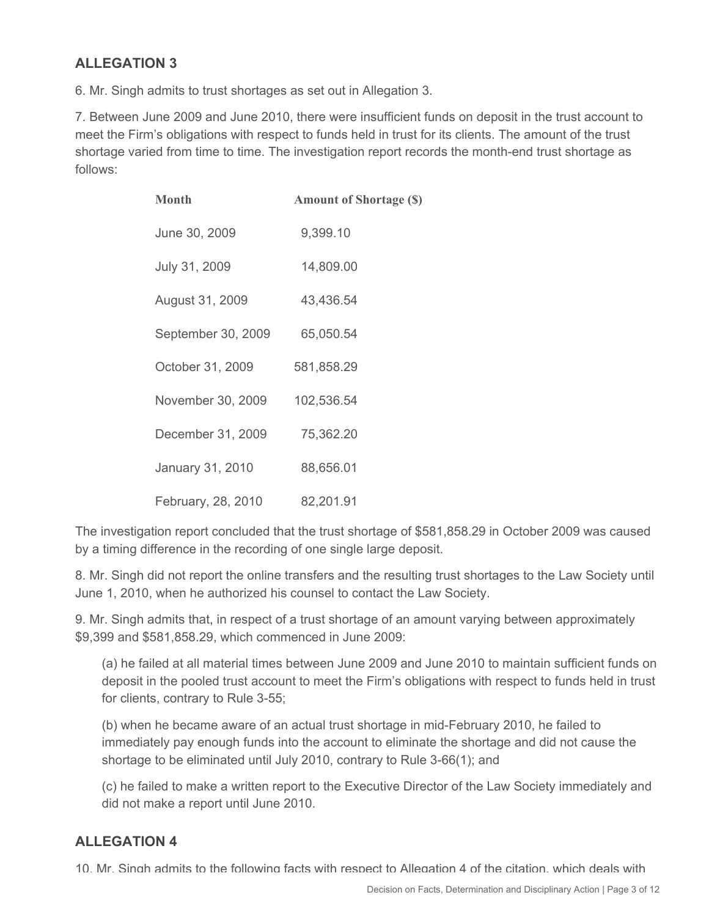## ALLEGATION 3

6. Mr. Singh admits to trust shortages as set out in Allegation 3.

7. Between June 2009 and June 2010, there were insufficient funds on deposit in the trust account to meet the Firm's obligations with respect to funds held in trust for its clients. The amount of the trust shortage varied from time to time. The investigation report records the month-end trust shortage as follows:

| Month | Amount of Shortage ($) |
|---|---|
| June 30, 2009 | 9,399.10 |
| July 31, 2009 | 14,809.00 |
| August 31, 2009 | 43,436.54 |
| September 30, 2009 | 65,050.54 |
| October 31, 2009 | 581,858.29 |
| November 30, 2009 | 102,536.54 |
| December 31, 2009 | 75,362.20 |
| January 31, 2010 | 88,656.01 |
| February, 28, 2010 | 82,201.91 |

The investigation report concluded that the trust shortage of $581,858.29 in October 2009 was caused by a timing difference in the recording of one single large deposit.

8. Mr. Singh did not report the online transfers and the resulting trust shortages to the Law Society until June 1, 2010, when he authorized his counsel to contact the Law Society.

9. Mr. Singh admits that, in respect of a trust shortage of an amount varying between approximately $9,399 and $581,858.29, which commenced in June 2009:

(a) he failed at all material times between June 2009 and June 2010 to maintain sufficient funds on deposit in the pooled trust account to meet the Firm's obligations with respect to funds held in trust for clients, contrary to Rule 3-55;

(b) when he became aware of an actual trust shortage in mid-February 2010, he failed to immediately pay enough funds into the account to eliminate the shortage and did not cause the shortage to be eliminated until July 2010, contrary to Rule 3-66(1); and

(c) he failed to make a written report to the Executive Director of the Law Society immediately and did not make a report until June 2010.

## ALLEGATION 4

10. Mr. Singh admits to the following facts with respect to Allegation 4 of the citation, which deals with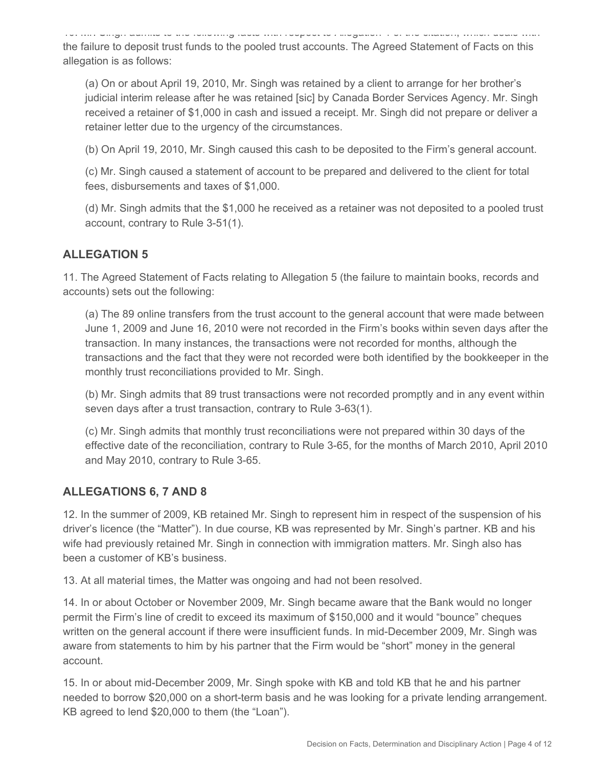10. Mr. Singh admits to the following facts with respect to Allegation 4 of the citation, which deals with the failure to deposit trust funds to the pooled trust accounts. The Agreed Statement of Facts on this allegation is as follows:

> (a) On or about April 19, 2010, Mr. Singh was retained by a client to arrange for her brother's judicial interim release after he was retained [sic] by Canada Border Services Agency. Mr. Singh received a retainer of $1,000 in cash and issued a receipt. Mr. Singh did not prepare or deliver a retainer letter due to the urgency of the circumstances.
>
> (b) On April 19, 2010, Mr. Singh caused this cash to be deposited to the Firm's general account.
>
> (c) Mr. Singh caused a statement of account to be prepared and delivered to the client for total fees, disbursements and taxes of $1,000.
>
> (d) Mr. Singh admits that the $1,000 he received as a retainer was not deposited to a pooled trust account, contrary to Rule 3-51(1).

## ALLEGATION 5

11. The Agreed Statement of Facts relating to Allegation 5 (the failure to maintain books, records and accounts) sets out the following:

> (a) The 89 online transfers from the trust account to the general account that were made between June 1, 2009 and June 16, 2010 were not recorded in the Firm's books within seven days after the transaction. In many instances, the transactions were not recorded for months, although the transactions and the fact that they were not recorded were both identified by the bookkeeper in the monthly trust reconciliations provided to Mr. Singh.
>
> (b) Mr. Singh admits that 89 trust transactions were not recorded promptly and in any event within seven days after a trust transaction, contrary to Rule 3-63(1).
>
> (c) Mr. Singh admits that monthly trust reconciliations were not prepared within 30 days of the effective date of the reconciliation, contrary to Rule 3-65, for the months of March 2010, April 2010 and May 2010, contrary to Rule 3-65.

## ALLEGATIONS 6, 7 AND 8

12. In the summer of 2009, KB retained Mr. Singh to represent him in respect of the suspension of his driver's licence (the "Matter"). In due course, KB was represented by Mr. Singh's partner. KB and his wife had previously retained Mr. Singh in connection with immigration matters. Mr. Singh also has been a customer of KB's business.

13. At all material times, the Matter was ongoing and had not been resolved.

14. In or about October or November 2009, Mr. Singh became aware that the Bank would no longer permit the Firm's line of credit to exceed its maximum of $150,000 and it would "bounce" cheques written on the general account if there were insufficient funds. In mid-December 2009, Mr. Singh was aware from statements to him by his partner that the Firm would be "short" money in the general account.

15. In or about mid-December 2009, Mr. Singh spoke with KB and told KB that he and his partner needed to borrow $20,000 on a short-term basis and he was looking for a private lending arrangement. KB agreed to lend $20,000 to them (the "Loan").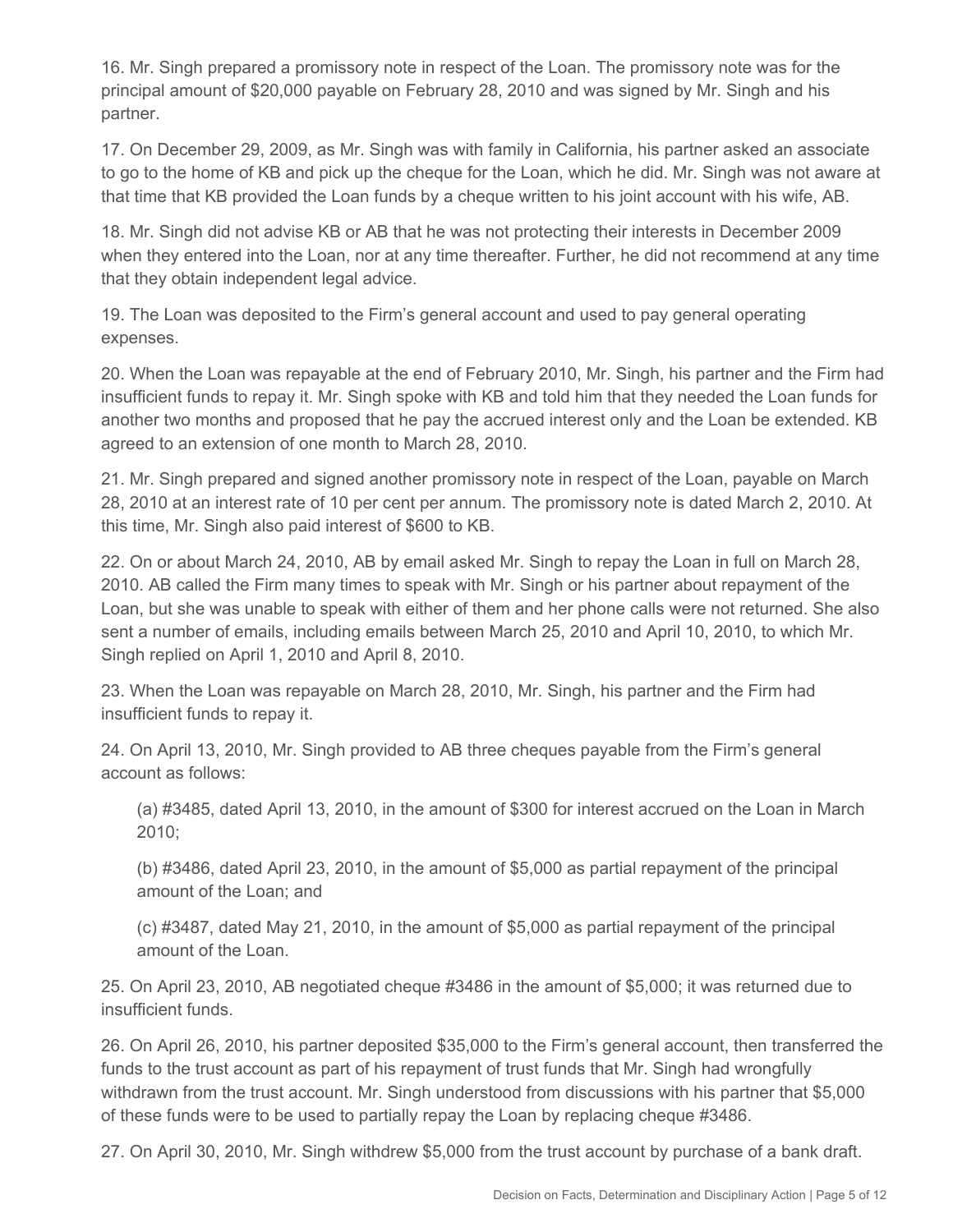16. Mr. Singh prepared a promissory note in respect of the Loan. The promissory note was for the principal amount of $20,000 payable on February 28, 2010 and was signed by Mr. Singh and his partner.

17. On December 29, 2009, as Mr. Singh was with family in California, his partner asked an associate to go to the home of KB and pick up the cheque for the Loan, which he did. Mr. Singh was not aware at that time that KB provided the Loan funds by a cheque written to his joint account with his wife, AB.

18. Mr. Singh did not advise KB or AB that he was not protecting their interests in December 2009 when they entered into the Loan, nor at any time thereafter. Further, he did not recommend at any time that they obtain independent legal advice.

19. The Loan was deposited to the Firm's general account and used to pay general operating expenses.

20. When the Loan was repayable at the end of February 2010, Mr. Singh, his partner and the Firm had insufficient funds to repay it. Mr. Singh spoke with KB and told him that they needed the Loan funds for another two months and proposed that he pay the accrued interest only and the Loan be extended. KB agreed to an extension of one month to March 28, 2010.

21. Mr. Singh prepared and signed another promissory note in respect of the Loan, payable on March 28, 2010 at an interest rate of 10 per cent per annum. The promissory note is dated March 2, 2010. At this time, Mr. Singh also paid interest of $600 to KB.

22. On or about March 24, 2010, AB by email asked Mr. Singh to repay the Loan in full on March 28, 2010. AB called the Firm many times to speak with Mr. Singh or his partner about repayment of the Loan, but she was unable to speak with either of them and her phone calls were not returned. She also sent a number of emails, including emails between March 25, 2010 and April 10, 2010, to which Mr. Singh replied on April 1, 2010 and April 8, 2010.

23. When the Loan was repayable on March 28, 2010, Mr. Singh, his partner and the Firm had insufficient funds to repay it.

24. On April 13, 2010, Mr. Singh provided to AB three cheques payable from the Firm's general account as follows:

(a) #3485, dated April 13, 2010, in the amount of $300 for interest accrued on the Loan in March 2010;

(b) #3486, dated April 23, 2010, in the amount of $5,000 as partial repayment of the principal amount of the Loan; and

(c) #3487, dated May 21, 2010, in the amount of $5,000 as partial repayment of the principal amount of the Loan.

25. On April 23, 2010, AB negotiated cheque #3486 in the amount of $5,000; it was returned due to insufficient funds.

26. On April 26, 2010, his partner deposited $35,000 to the Firm's general account, then transferred the funds to the trust account as part of his repayment of trust funds that Mr. Singh had wrongfully withdrawn from the trust account. Mr. Singh understood from discussions with his partner that $5,000 of these funds were to be used to partially repay the Loan by replacing cheque #3486.

27. On April 30, 2010, Mr. Singh withdrew $5,000 from the trust account by purchase of a bank draft.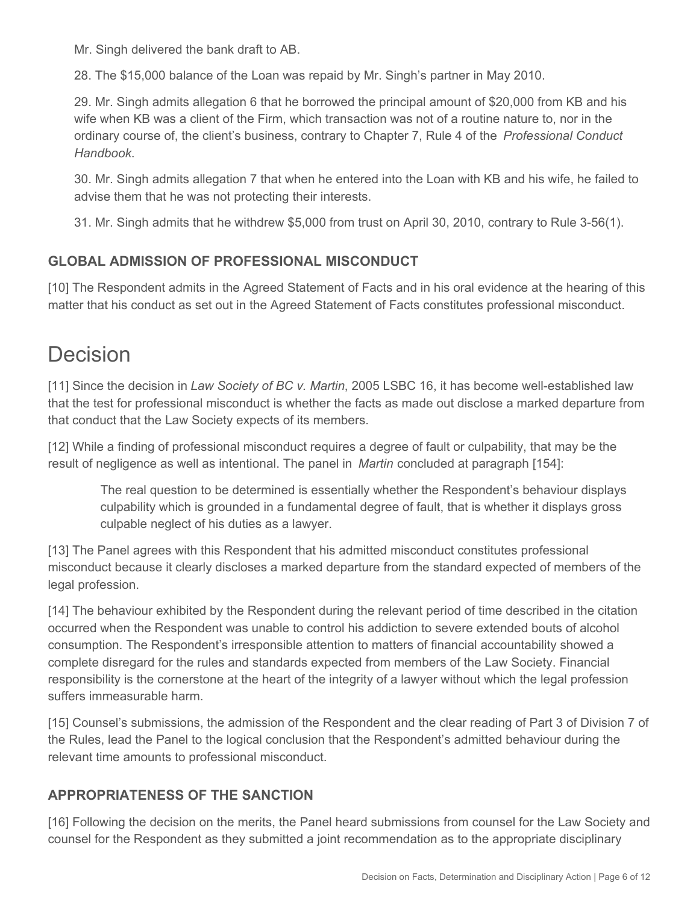Mr. Singh delivered the bank draft to AB.

28. The $15,000 balance of the Loan was repaid by Mr. Singh's partner in May 2010.

29. Mr. Singh admits allegation 6 that he borrowed the principal amount of $20,000 from KB and his wife when KB was a client of the Firm, which transaction was not of a routine nature to, nor in the ordinary course of, the client's business, contrary to Chapter 7, Rule 4 of the *Professional Conduct Handbook*.

30. Mr. Singh admits allegation 7 that when he entered into the Loan with KB and his wife, he failed to advise them that he was not protecting their interests.

31. Mr. Singh admits that he withdrew $5,000 from trust on April 30, 2010, contrary to Rule 3-56(1).

### GLOBAL ADMISSION OF PROFESSIONAL MISCONDUCT

[10] The Respondent admits in the Agreed Statement of Facts and in his oral evidence at the hearing of this matter that his conduct as set out in the Agreed Statement of Facts constitutes professional misconduct.

## Decision

[11] Since the decision in *Law Society of BC v. Martin*, 2005 LSBC 16, it has become well-established law that the test for professional misconduct is whether the facts as made out disclose a marked departure from that conduct that the Law Society expects of its members.

[12] While a finding of professional misconduct requires a degree of fault or culpability, that may be the result of negligence as well as intentional. The panel in *Martin* concluded at paragraph [154]:

> The real question to be determined is essentially whether the Respondent's behaviour displays culpability which is grounded in a fundamental degree of fault, that is whether it displays gross culpable neglect of his duties as a lawyer.

[13] The Panel agrees with this Respondent that his admitted misconduct constitutes professional misconduct because it clearly discloses a marked departure from the standard expected of members of the legal profession.

[14] The behaviour exhibited by the Respondent during the relevant period of time described in the citation occurred when the Respondent was unable to control his addiction to severe extended bouts of alcohol consumption. The Respondent's irresponsible attention to matters of financial accountability showed a complete disregard for the rules and standards expected from members of the Law Society. Financial responsibility is the cornerstone at the heart of the integrity of a lawyer without which the legal profession suffers immeasurable harm.

[15] Counsel's submissions, the admission of the Respondent and the clear reading of Part 3 of Division 7 of the Rules, lead the Panel to the logical conclusion that the Respondent's admitted behaviour during the relevant time amounts to professional misconduct.

### APPROPRIATENESS OF THE SANCTION

[16] Following the decision on the merits, the Panel heard submissions from counsel for the Law Society and counsel for the Respondent as they submitted a joint recommendation as to the appropriate disciplinary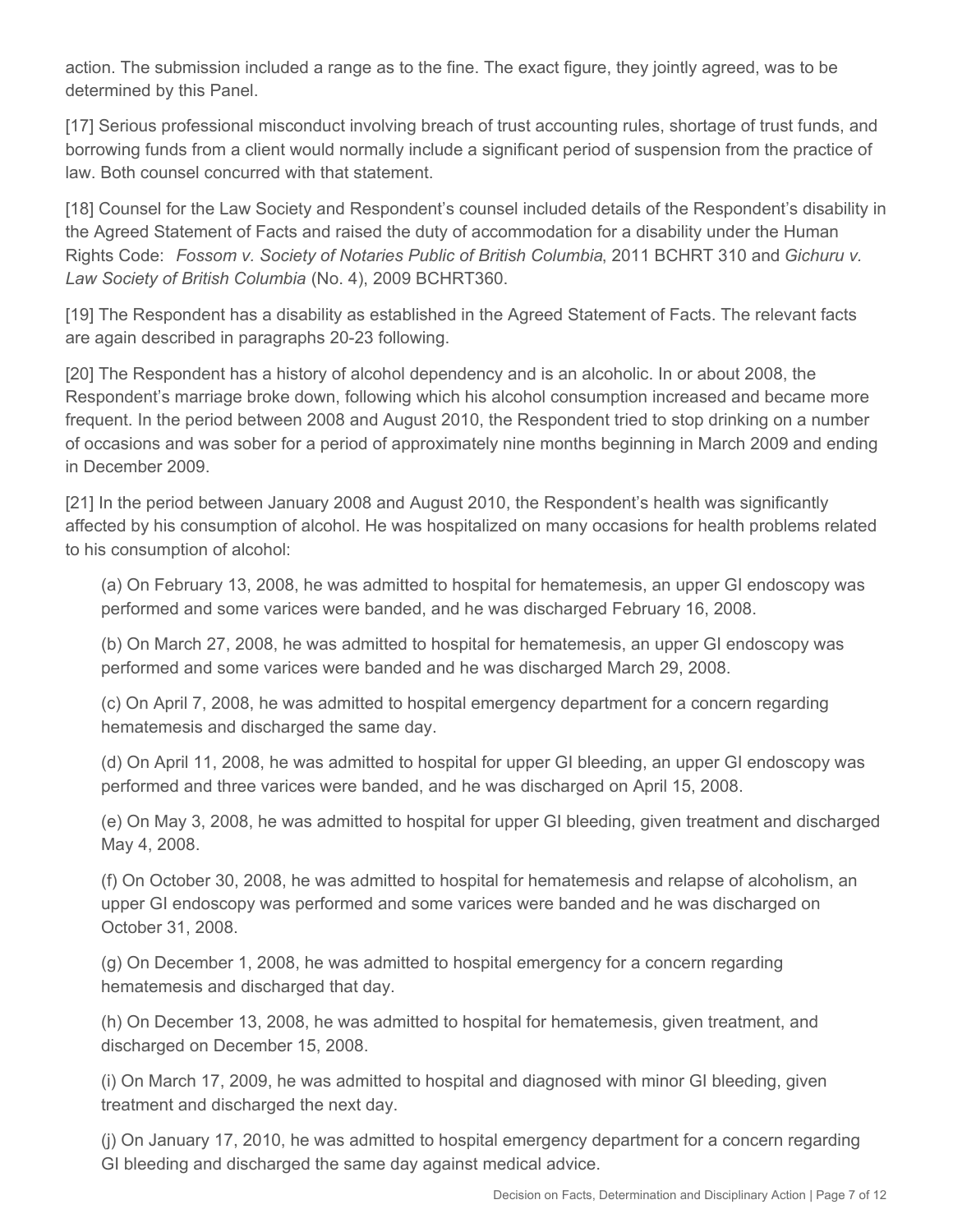action. The submission included a range as to the fine. The exact figure, they jointly agreed, was to be determined by this Panel.

[17] Serious professional misconduct involving breach of trust accounting rules, shortage of trust funds, and borrowing funds from a client would normally include a significant period of suspension from the practice of law. Both counsel concurred with that statement.

[18] Counsel for the Law Society and Respondent's counsel included details of the Respondent's disability in the Agreed Statement of Facts and raised the duty of accommodation for a disability under the Human Rights Code: *Fossom v. Society of Notaries Public of British Columbia*, 2011 BCHRT 310 and *Gichuru v. Law Society of British Columbia* (No. 4), 2009 BCHRT360.

[19] The Respondent has a disability as established in the Agreed Statement of Facts. The relevant facts are again described in paragraphs 20-23 following.

[20] The Respondent has a history of alcohol dependency and is an alcoholic. In or about 2008, the Respondent's marriage broke down, following which his alcohol consumption increased and became more frequent. In the period between 2008 and August 2010, the Respondent tried to stop drinking on a number of occasions and was sober for a period of approximately nine months beginning in March 2009 and ending in December 2009.

[21] In the period between January 2008 and August 2010, the Respondent's health was significantly affected by his consumption of alcohol. He was hospitalized on many occasions for health problems related to his consumption of alcohol:

(a) On February 13, 2008, he was admitted to hospital for hematemesis, an upper GI endoscopy was performed and some varices were banded, and he was discharged February 16, 2008.

(b) On March 27, 2008, he was admitted to hospital for hematemesis, an upper GI endoscopy was performed and some varices were banded and he was discharged March 29, 2008.

(c) On April 7, 2008, he was admitted to hospital emergency department for a concern regarding hematemesis and discharged the same day.

(d) On April 11, 2008, he was admitted to hospital for upper GI bleeding, an upper GI endoscopy was performed and three varices were banded, and he was discharged on April 15, 2008.

(e) On May 3, 2008, he was admitted to hospital for upper GI bleeding, given treatment and discharged May 4, 2008.

(f) On October 30, 2008, he was admitted to hospital for hematemesis and relapse of alcoholism, an upper GI endoscopy was performed and some varices were banded and he was discharged on October 31, 2008.

(g) On December 1, 2008, he was admitted to hospital emergency for a concern regarding hematemesis and discharged that day.

(h) On December 13, 2008, he was admitted to hospital for hematemesis, given treatment, and discharged on December 15, 2008.

(i) On March 17, 2009, he was admitted to hospital and diagnosed with minor GI bleeding, given treatment and discharged the next day.

(j) On January 17, 2010, he was admitted to hospital emergency department for a concern regarding GI bleeding and discharged the same day against medical advice.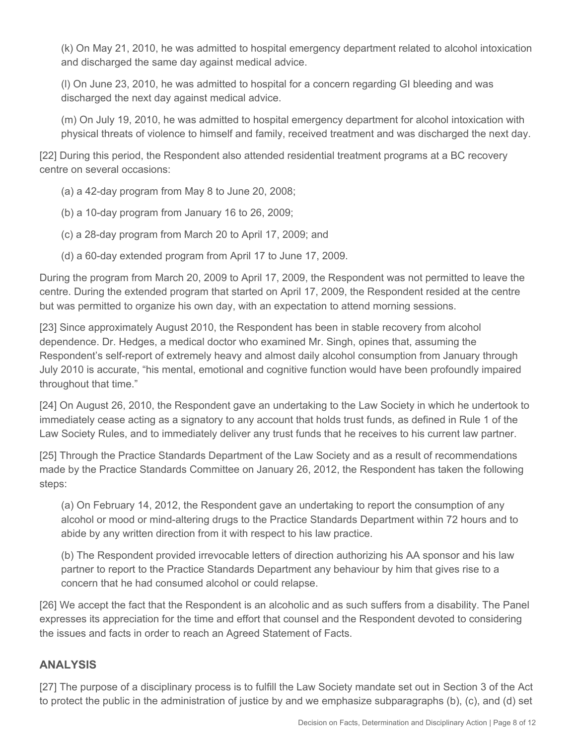(k) On May 21, 2010, he was admitted to hospital emergency department related to alcohol intoxication and discharged the same day against medical advice.

(l) On June 23, 2010, he was admitted to hospital for a concern regarding GI bleeding and was discharged the next day against medical advice.

(m) On July 19, 2010, he was admitted to hospital emergency department for alcohol intoxication with physical threats of violence to himself and family, received treatment and was discharged the next day.

[22] During this period, the Respondent also attended residential treatment programs at a BC recovery centre on several occasions:

(a) a 42-day program from May 8 to June 20, 2008;

(b) a 10-day program from January 16 to 26, 2009;

(c) a 28-day program from March 20 to April 17, 2009; and

(d) a 60-day extended program from April 17 to June 17, 2009.

During the program from March 20, 2009 to April 17, 2009, the Respondent was not permitted to leave the centre. During the extended program that started on April 17, 2009, the Respondent resided at the centre but was permitted to organize his own day, with an expectation to attend morning sessions.

[23] Since approximately August 2010, the Respondent has been in stable recovery from alcohol dependence. Dr. Hedges, a medical doctor who examined Mr. Singh, opines that, assuming the Respondent's self-report of extremely heavy and almost daily alcohol consumption from January through July 2010 is accurate, "his mental, emotional and cognitive function would have been profoundly impaired throughout that time."

[24] On August 26, 2010, the Respondent gave an undertaking to the Law Society in which he undertook to immediately cease acting as a signatory to any account that holds trust funds, as defined in Rule 1 of the Law Society Rules, and to immediately deliver any trust funds that he receives to his current law partner.

[25] Through the Practice Standards Department of the Law Society and as a result of recommendations made by the Practice Standards Committee on January 26, 2012, the Respondent has taken the following steps:

(a) On February 14, 2012, the Respondent gave an undertaking to report the consumption of any alcohol or mood or mind-altering drugs to the Practice Standards Department within 72 hours and to abide by any written direction from it with respect to his law practice.

(b) The Respondent provided irrevocable letters of direction authorizing his AA sponsor and his law partner to report to the Practice Standards Department any behaviour by him that gives rise to a concern that he had consumed alcohol or could relapse.

[26] We accept the fact that the Respondent is an alcoholic and as such suffers from a disability. The Panel expresses its appreciation for the time and effort that counsel and the Respondent devoted to considering the issues and facts in order to reach an Agreed Statement of Facts.

## ANALYSIS

[27] The purpose of a disciplinary process is to fulfill the Law Society mandate set out in Section 3 of the Act to protect the public in the administration of justice by and we emphasize subparagraphs (b), (c), and (d) set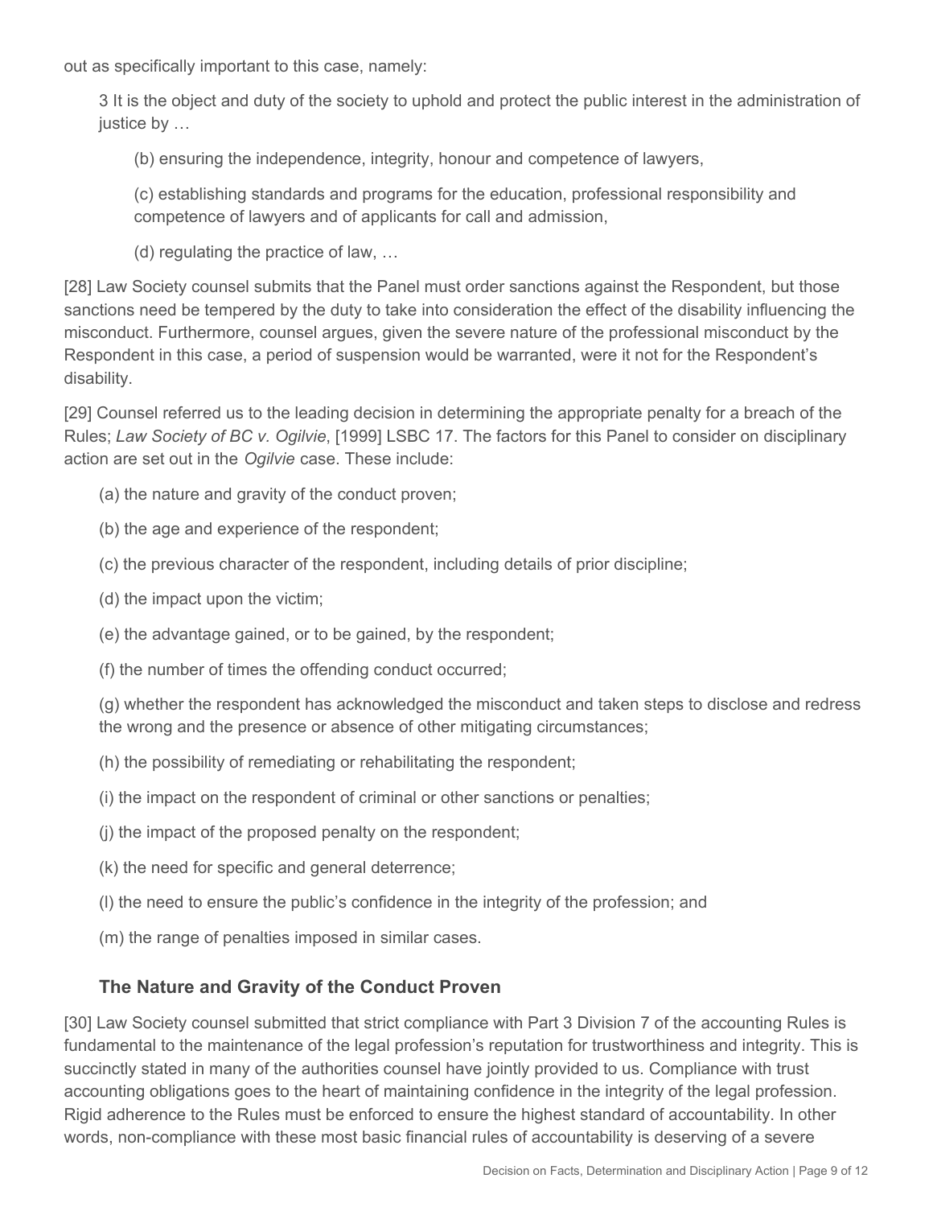out as specifically important to this case, namely:

> 3 It is the object and duty of the society to uphold and protect the public interest in the administration of justice by …
>
> > (b) ensuring the independence, integrity, honour and competence of lawyers,
> >
> > (c) establishing standards and programs for the education, professional responsibility and competence of lawyers and of applicants for call and admission,
> >
> > (d) regulating the practice of law, …

[28] Law Society counsel submits that the Panel must order sanctions against the Respondent, but those sanctions need be tempered by the duty to take into consideration the effect of the disability influencing the misconduct. Furthermore, counsel argues, given the severe nature of the professional misconduct by the Respondent in this case, a period of suspension would be warranted, were it not for the Respondent's disability.

[29] Counsel referred us to the leading decision in determining the appropriate penalty for a breach of the Rules; *Law Society of BC v. Ogilvie*, [1999] LSBC 17. The factors for this Panel to consider on disciplinary action are set out in the *Ogilvie* case. These include:

> (a) the nature and gravity of the conduct proven;
>
> (b) the age and experience of the respondent;
>
> (c) the previous character of the respondent, including details of prior discipline;
>
> (d) the impact upon the victim;
>
> (e) the advantage gained, or to be gained, by the respondent;
>
> (f) the number of times the offending conduct occurred;
>
> (g) whether the respondent has acknowledged the misconduct and taken steps to disclose and redress the wrong and the presence or absence of other mitigating circumstances;
>
> (h) the possibility of remediating or rehabilitating the respondent;
>
> (i) the impact on the respondent of criminal or other sanctions or penalties;
>
> (j) the impact of the proposed penalty on the respondent;
>
> (k) the need for specific and general deterrence;
>
> (l) the need to ensure the public's confidence in the integrity of the profession; and
>
> (m) the range of penalties imposed in similar cases.

### The Nature and Gravity of the Conduct Proven

[30] Law Society counsel submitted that strict compliance with Part 3 Division 7 of the accounting Rules is fundamental to the maintenance of the legal profession's reputation for trustworthiness and integrity. This is succinctly stated in many of the authorities counsel have jointly provided to us. Compliance with trust accounting obligations goes to the heart of maintaining confidence in the integrity of the legal profession. Rigid adherence to the Rules must be enforced to ensure the highest standard of accountability. In other words, non-compliance with these most basic financial rules of accountability is deserving of a severe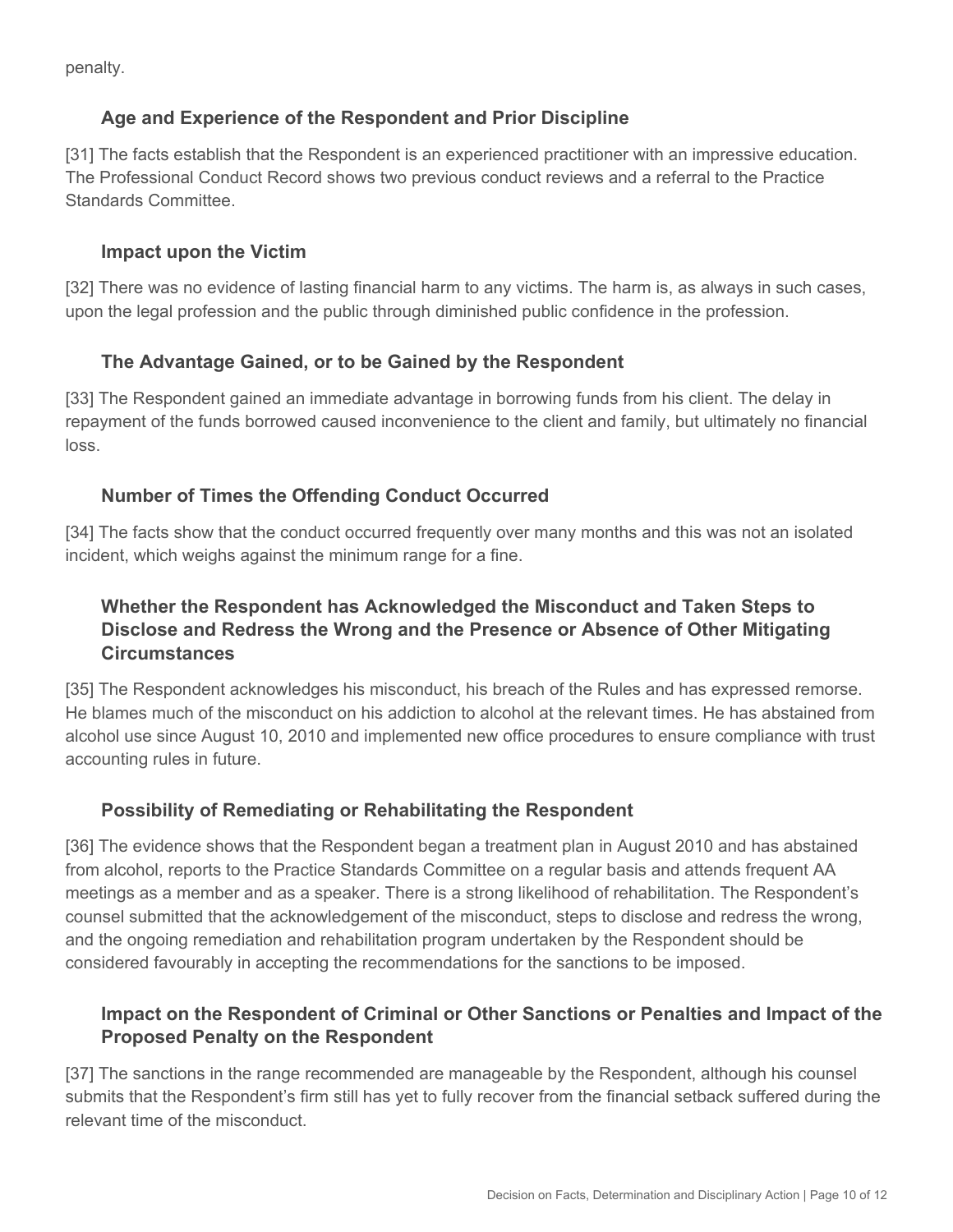penalty.

### Age and Experience of the Respondent and Prior Discipline

[31] The facts establish that the Respondent is an experienced practitioner with an impressive education. The Professional Conduct Record shows two previous conduct reviews and a referral to the Practice Standards Committee.

### Impact upon the Victim

[32] There was no evidence of lasting financial harm to any victims. The harm is, as always in such cases, upon the legal profession and the public through diminished public confidence in the profession.

### The Advantage Gained, or to be Gained by the Respondent

[33] The Respondent gained an immediate advantage in borrowing funds from his client. The delay in repayment of the funds borrowed caused inconvenience to the client and family, but ultimately no financial loss.

### Number of Times the Offending Conduct Occurred

[34] The facts show that the conduct occurred frequently over many months and this was not an isolated incident, which weighs against the minimum range for a fine.

### Whether the Respondent has Acknowledged the Misconduct and Taken Steps to Disclose and Redress the Wrong and the Presence or Absence of Other Mitigating Circumstances

[35] The Respondent acknowledges his misconduct, his breach of the Rules and has expressed remorse. He blames much of the misconduct on his addiction to alcohol at the relevant times. He has abstained from alcohol use since August 10, 2010 and implemented new office procedures to ensure compliance with trust accounting rules in future.

### Possibility of Remediating or Rehabilitating the Respondent

[36] The evidence shows that the Respondent began a treatment plan in August 2010 and has abstained from alcohol, reports to the Practice Standards Committee on a regular basis and attends frequent AA meetings as a member and as a speaker. There is a strong likelihood of rehabilitation. The Respondent's counsel submitted that the acknowledgement of the misconduct, steps to disclose and redress the wrong, and the ongoing remediation and rehabilitation program undertaken by the Respondent should be considered favourably in accepting the recommendations for the sanctions to be imposed.

### Impact on the Respondent of Criminal or Other Sanctions or Penalties and Impact of the Proposed Penalty on the Respondent

[37] The sanctions in the range recommended are manageable by the Respondent, although his counsel submits that the Respondent's firm still has yet to fully recover from the financial setback suffered during the relevant time of the misconduct.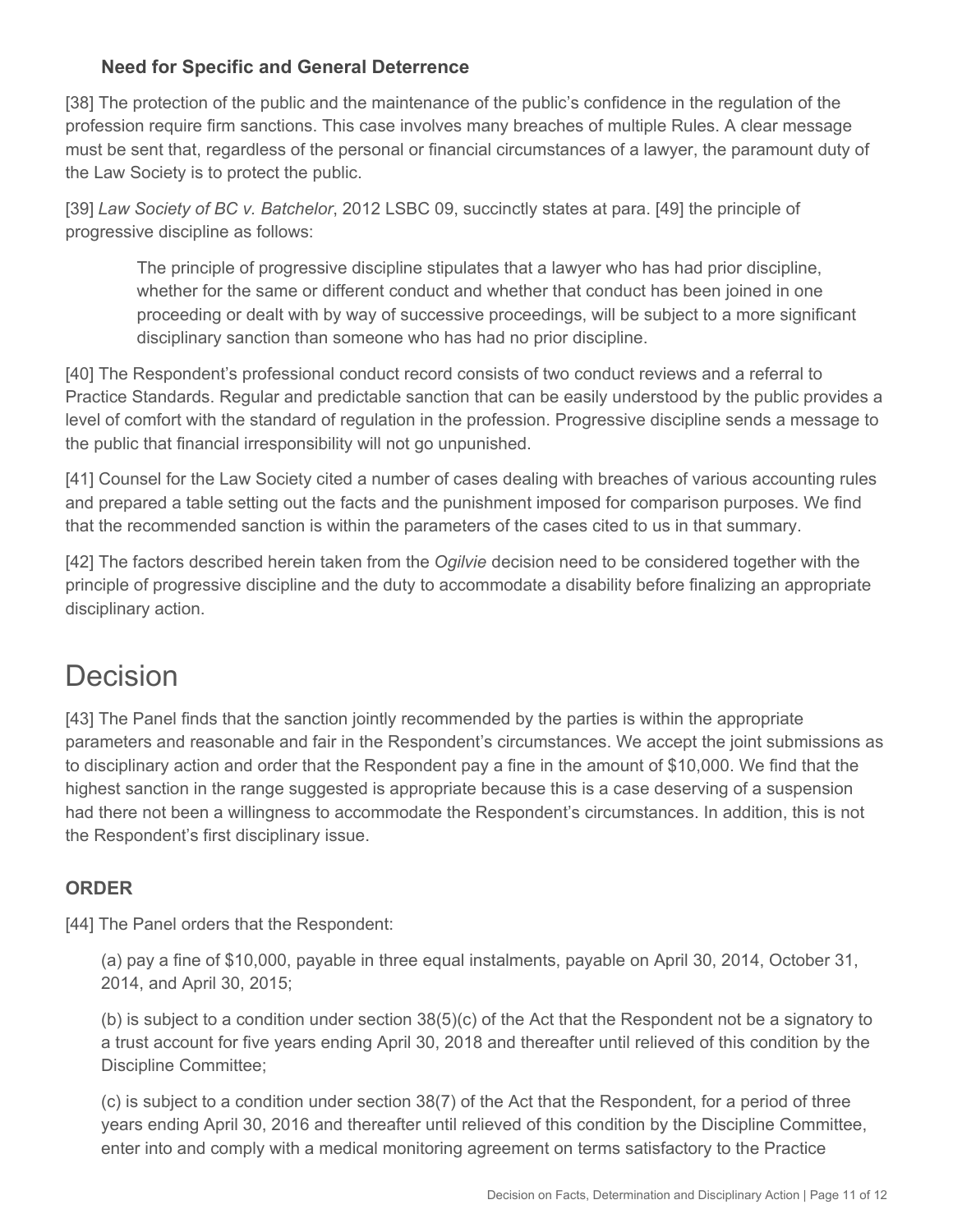### Need for Specific and General Deterrence

[38] The protection of the public and the maintenance of the public's confidence in the regulation of the profession require firm sanctions. This case involves many breaches of multiple Rules. A clear message must be sent that, regardless of the personal or financial circumstances of a lawyer, the paramount duty of the Law Society is to protect the public.

[39] *Law Society of BC v. Batchelor*, 2012 LSBC 09, succinctly states at para. [49] the principle of progressive discipline as follows:

> The principle of progressive discipline stipulates that a lawyer who has had prior discipline, whether for the same or different conduct and whether that conduct has been joined in one proceeding or dealt with by way of successive proceedings, will be subject to a more significant disciplinary sanction than someone who has had no prior discipline.

[40] The Respondent's professional conduct record consists of two conduct reviews and a referral to Practice Standards. Regular and predictable sanction that can be easily understood by the public provides a level of comfort with the standard of regulation in the profession. Progressive discipline sends a message to the public that financial irresponsibility will not go unpunished.

[41] Counsel for the Law Society cited a number of cases dealing with breaches of various accounting rules and prepared a table setting out the facts and the punishment imposed for comparison purposes. We find that the recommended sanction is within the parameters of the cases cited to us in that summary.

[42] The factors described herein taken from the *Ogilvie* decision need to be considered together with the principle of progressive discipline and the duty to accommodate a disability before finalizing an appropriate disciplinary action.

# Decision

[43] The Panel finds that the sanction jointly recommended by the parties is within the appropriate parameters and reasonable and fair in the Respondent's circumstances. We accept the joint submissions as to disciplinary action and order that the Respondent pay a fine in the amount of $10,000. We find that the highest sanction in the range suggested is appropriate because this is a case deserving of a suspension had there not been a willingness to accommodate the Respondent's circumstances. In addition, this is not the Respondent's first disciplinary issue.

### ORDER

[44] The Panel orders that the Respondent:

(a) pay a fine of $10,000, payable in three equal instalments, payable on April 30, 2014, October 31, 2014, and April 30, 2015;

(b) is subject to a condition under section 38(5)(c) of the Act that the Respondent not be a signatory to a trust account for five years ending April 30, 2018 and thereafter until relieved of this condition by the Discipline Committee;

(c) is subject to a condition under section 38(7) of the Act that the Respondent, for a period of three years ending April 30, 2016 and thereafter until relieved of this condition by the Discipline Committee, enter into and comply with a medical monitoring agreement on terms satisfactory to the Practice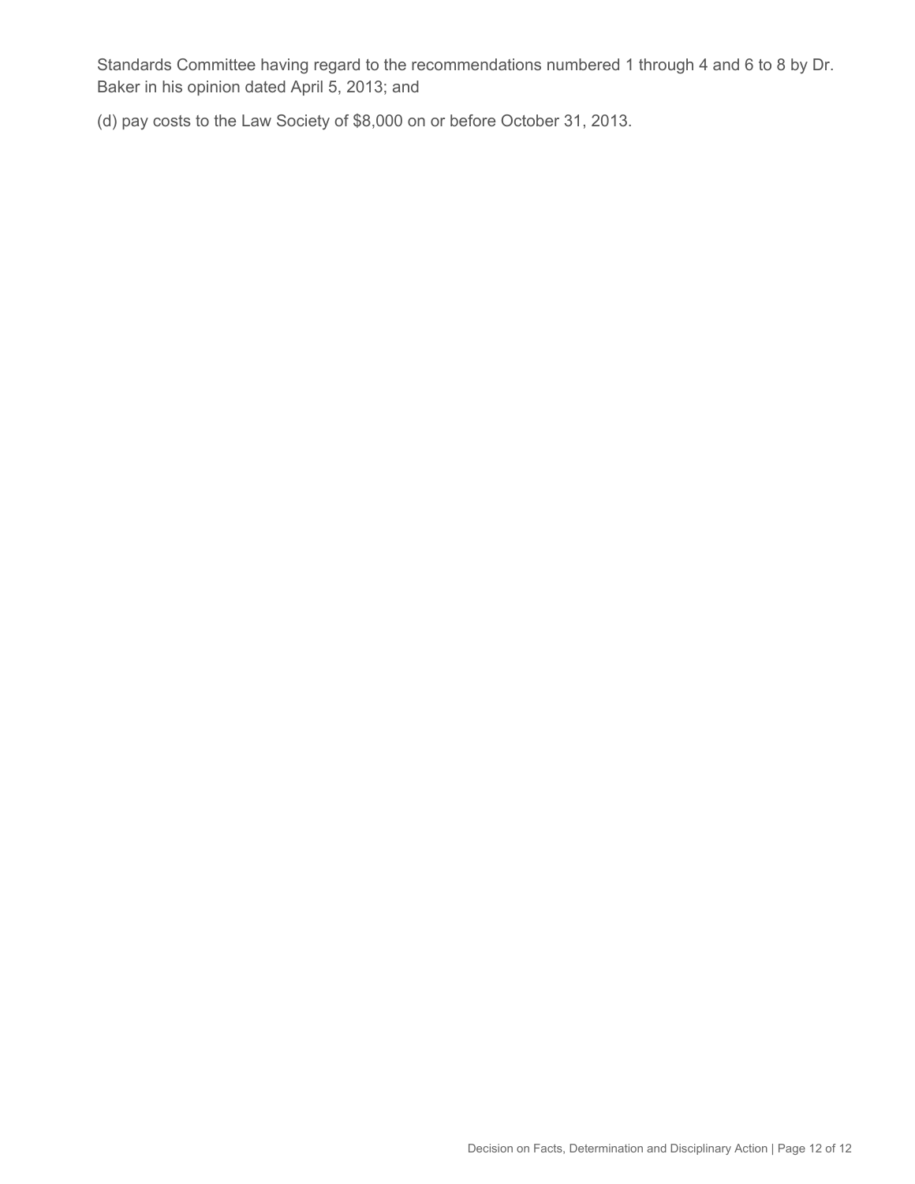Standards Committee having regard to the recommendations numbered 1 through 4 and 6 to 8 by Dr. Baker in his opinion dated April 5, 2013; and

(d) pay costs to the Law Society of $8,000 on or before October 31, 2013.